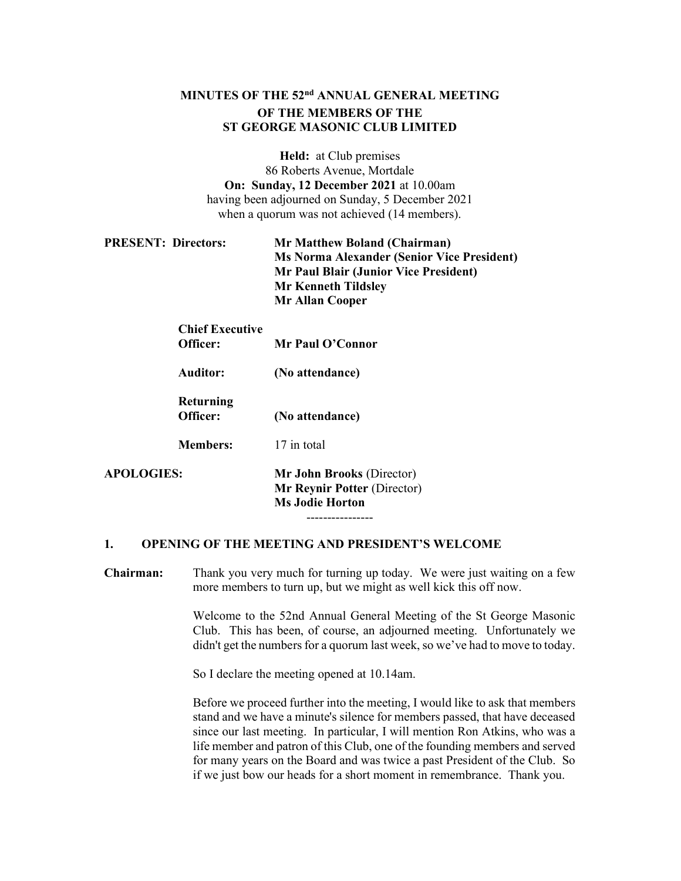# MINUTES OF THE 52nd ANNUAL GENERAL MEETING OF THE MEMBERS OF THE ST GEORGE MASONIC CLUB LIMITED

**Held:** at Club premises
86 Roberts Avenue, Mortdale
**On: Sunday, 12 December 2021** at 10.00am
having been adjourned on Sunday, 5 December 2021
when a quorum was not achieved (14 members).

**PRESENT: Directors:**
**Mr Matthew Boland (Chairman)**
**Ms Norma Alexander (Senior Vice President)**
**Mr Paul Blair (Junior Vice President)**
**Mr Kenneth Tildsley**
**Mr Allan Cooper**

**Chief Executive Officer:** **Mr Paul O'Connor**

**Auditor:** **(No attendance)**

**Returning Officer:** **(No attendance)**

**Members:** 17 in total

**APOLOGIES:**
**Mr John Brooks** (Director)
**Mr Reynir Potter** (Director)
**Ms Jodie Horton**

----------------

## 1. OPENING OF THE MEETING AND PRESIDENT'S WELCOME

**Chairman:** Thank you very much for turning up today. We were just waiting on a few more members to turn up, but we might as well kick this off now.

Welcome to the 52nd Annual General Meeting of the St George Masonic Club. This has been, of course, an adjourned meeting. Unfortunately we didn't get the numbers for a quorum last week, so we've had to move to today.

So I declare the meeting opened at 10.14am.

Before we proceed further into the meeting, I would like to ask that members stand and we have a minute's silence for members passed, that have deceased since our last meeting. In particular, I will mention Ron Atkins, who was a life member and patron of this Club, one of the founding members and served for many years on the Board and was twice a past President of the Club. So if we just bow our heads for a short moment in remembrance. Thank you.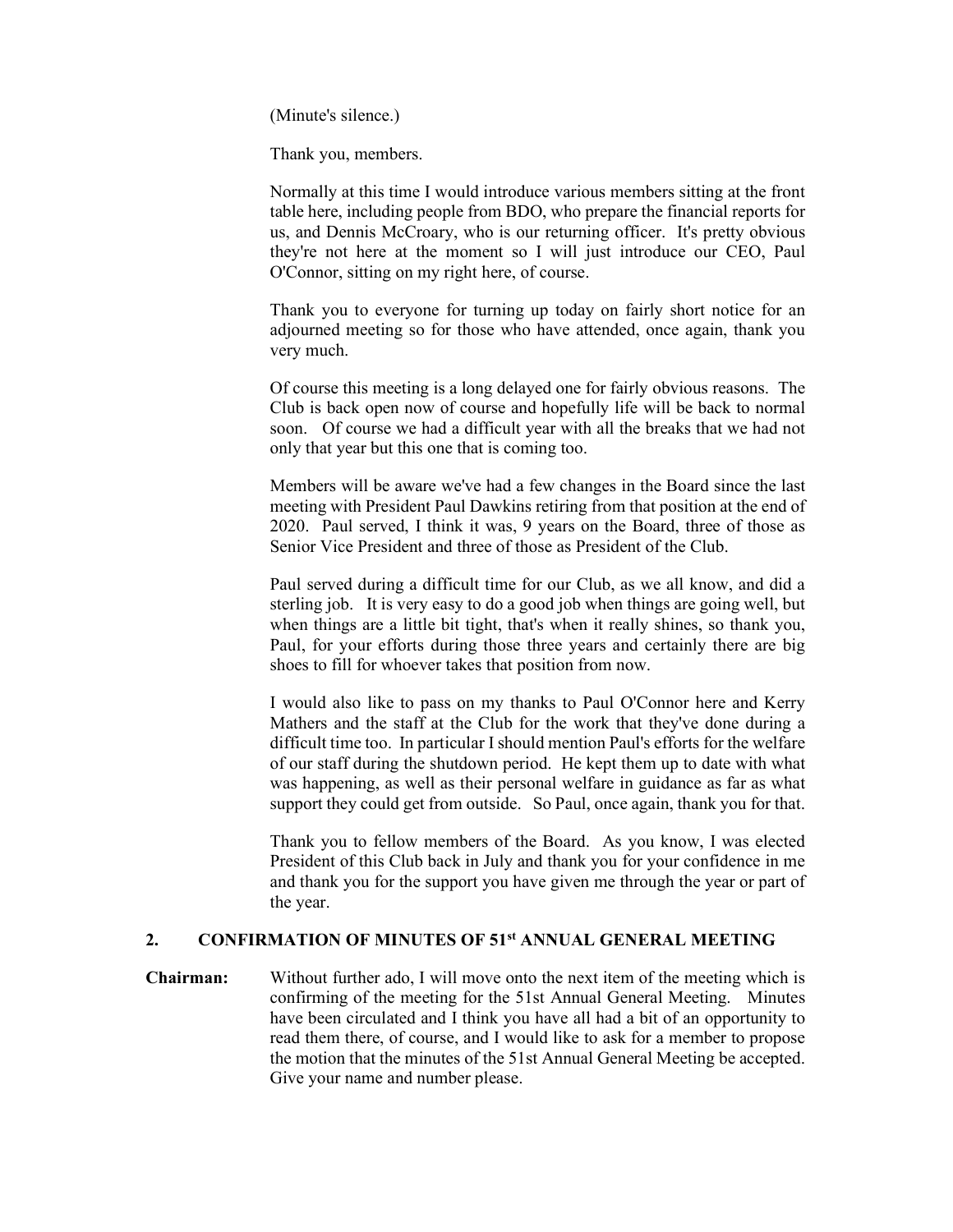(Minute's silence.)

Thank you, members.

Normally at this time I would introduce various members sitting at the front table here, including people from BDO, who prepare the financial reports for us, and Dennis McCroary, who is our returning officer. It's pretty obvious they're not here at the moment so I will just introduce our CEO, Paul O'Connor, sitting on my right here, of course.

Thank you to everyone for turning up today on fairly short notice for an adjourned meeting so for those who have attended, once again, thank you very much.

Of course this meeting is a long delayed one for fairly obvious reasons. The Club is back open now of course and hopefully life will be back to normal soon. Of course we had a difficult year with all the breaks that we had not only that year but this one that is coming too.

Members will be aware we've had a few changes in the Board since the last meeting with President Paul Dawkins retiring from that position at the end of 2020. Paul served, I think it was, 9 years on the Board, three of those as Senior Vice President and three of those as President of the Club.

Paul served during a difficult time for our Club, as we all know, and did a sterling job. It is very easy to do a good job when things are going well, but when things are a little bit tight, that's when it really shines, so thank you, Paul, for your efforts during those three years and certainly there are big shoes to fill for whoever takes that position from now.

I would also like to pass on my thanks to Paul O'Connor here and Kerry Mathers and the staff at the Club for the work that they've done during a difficult time too. In particular I should mention Paul's efforts for the welfare of our staff during the shutdown period. He kept them up to date with what was happening, as well as their personal welfare in guidance as far as what support they could get from outside. So Paul, once again, thank you for that.

Thank you to fellow members of the Board. As you know, I was elected President of this Club back in July and thank you for your confidence in me and thank you for the support you have given me through the year or part of the year.

## 2. CONFIRMATION OF MINUTES OF 51st ANNUAL GENERAL MEETING

**Chairman:** Without further ado, I will move onto the next item of the meeting which is confirming of the meeting for the 51st Annual General Meeting. Minutes have been circulated and I think you have all had a bit of an opportunity to read them there, of course, and I would like to ask for a member to propose the motion that the minutes of the 51st Annual General Meeting be accepted. Give your name and number please.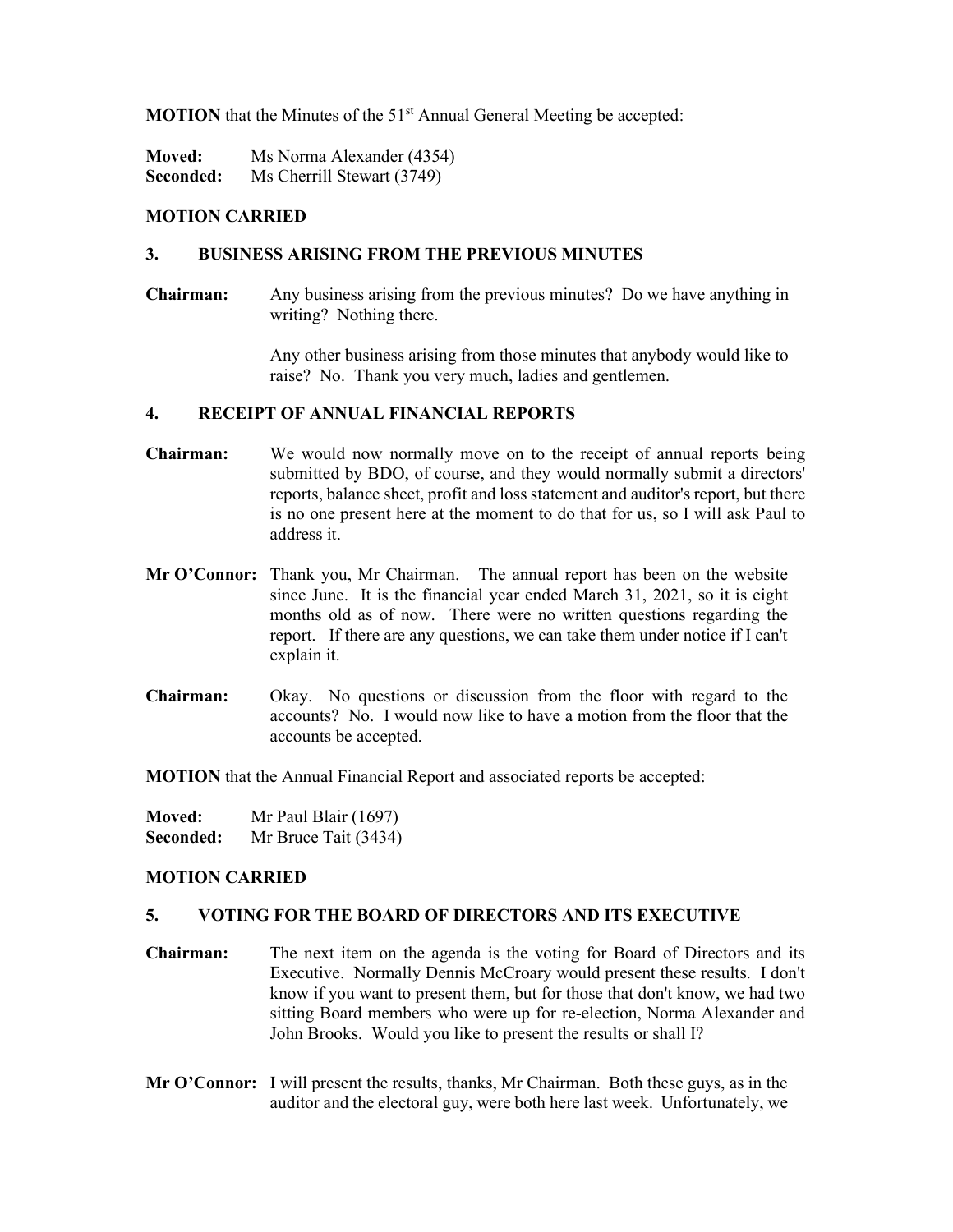**MOTION** that the Minutes of the 51st Annual General Meeting be accepted:

**Moved:** Ms Norma Alexander (4354)
**Seconded:** Ms Cherrill Stewart (3749)

**MOTION CARRIED**

## 3. BUSINESS ARISING FROM THE PREVIOUS MINUTES

**Chairman:** Any business arising from the previous minutes? Do we have anything in writing? Nothing there.

Any other business arising from those minutes that anybody would like to raise? No. Thank you very much, ladies and gentlemen.

## 4. RECEIPT OF ANNUAL FINANCIAL REPORTS

**Chairman:** We would now normally move on to the receipt of annual reports being submitted by BDO, of course, and they would normally submit a directors' reports, balance sheet, profit and loss statement and auditor's report, but there is no one present here at the moment to do that for us, so I will ask Paul to address it.

**Mr O'Connor:** Thank you, Mr Chairman. The annual report has been on the website since June. It is the financial year ended March 31, 2021, so it is eight months old as of now. There were no written questions regarding the report. If there are any questions, we can take them under notice if I can't explain it.

**Chairman:** Okay. No questions or discussion from the floor with regard to the accounts? No. I would now like to have a motion from the floor that the accounts be accepted.

**MOTION** that the Annual Financial Report and associated reports be accepted:

**Moved:** Mr Paul Blair (1697)
**Seconded:** Mr Bruce Tait (3434)

**MOTION CARRIED**

## 5. VOTING FOR THE BOARD OF DIRECTORS AND ITS EXECUTIVE

**Chairman:** The next item on the agenda is the voting for Board of Directors and its Executive. Normally Dennis McCroary would present these results. I don't know if you want to present them, but for those that don't know, we had two sitting Board members who were up for re-election, Norma Alexander and John Brooks. Would you like to present the results or shall I?

**Mr O'Connor:** I will present the results, thanks, Mr Chairman. Both these guys, as in the auditor and the electoral guy, were both here last week. Unfortunately, we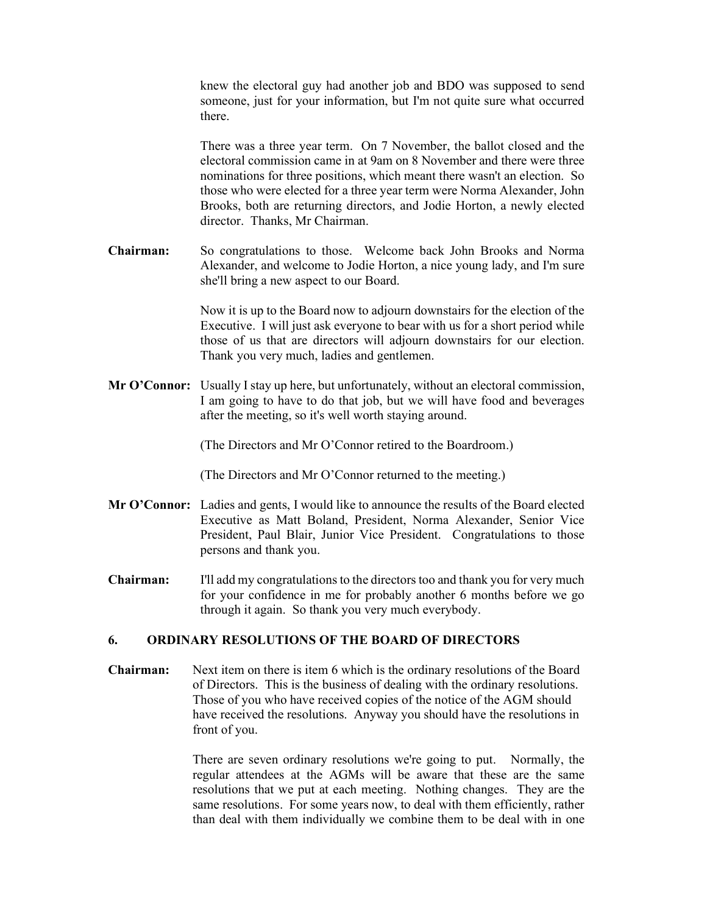knew the electoral guy had another job and BDO was supposed to send someone, just for your information, but I'm not quite sure what occurred there.

There was a three year term. On 7 November, the ballot closed and the electoral commission came in at 9am on 8 November and there were three nominations for three positions, which meant there wasn't an election. So those who were elected for a three year term were Norma Alexander, John Brooks, both are returning directors, and Jodie Horton, a newly elected director. Thanks, Mr Chairman.

**Chairman:** So congratulations to those. Welcome back John Brooks and Norma Alexander, and welcome to Jodie Horton, a nice young lady, and I'm sure she'll bring a new aspect to our Board.

Now it is up to the Board now to adjourn downstairs for the election of the Executive. I will just ask everyone to bear with us for a short period while those of us that are directors will adjourn downstairs for our election. Thank you very much, ladies and gentlemen.

**Mr O'Connor:** Usually I stay up here, but unfortunately, without an electoral commission, I am going to have to do that job, but we will have food and beverages after the meeting, so it's well worth staying around.

(The Directors and Mr O'Connor retired to the Boardroom.)

(The Directors and Mr O'Connor returned to the meeting.)

**Mr O'Connor:** Ladies and gents, I would like to announce the results of the Board elected Executive as Matt Boland, President, Norma Alexander, Senior Vice President, Paul Blair, Junior Vice President. Congratulations to those persons and thank you.

**Chairman:** I'll add my congratulations to the directors too and thank you for very much for your confidence in me for probably another 6 months before we go through it again. So thank you very much everybody.

## 6. ORDINARY RESOLUTIONS OF THE BOARD OF DIRECTORS

**Chairman:** Next item on there is item 6 which is the ordinary resolutions of the Board of Directors. This is the business of dealing with the ordinary resolutions. Those of you who have received copies of the notice of the AGM should have received the resolutions. Anyway you should have the resolutions in front of you.

There are seven ordinary resolutions we're going to put. Normally, the regular attendees at the AGMs will be aware that these are the same resolutions that we put at each meeting. Nothing changes. They are the same resolutions. For some years now, to deal with them efficiently, rather than deal with them individually we combine them to be deal with in one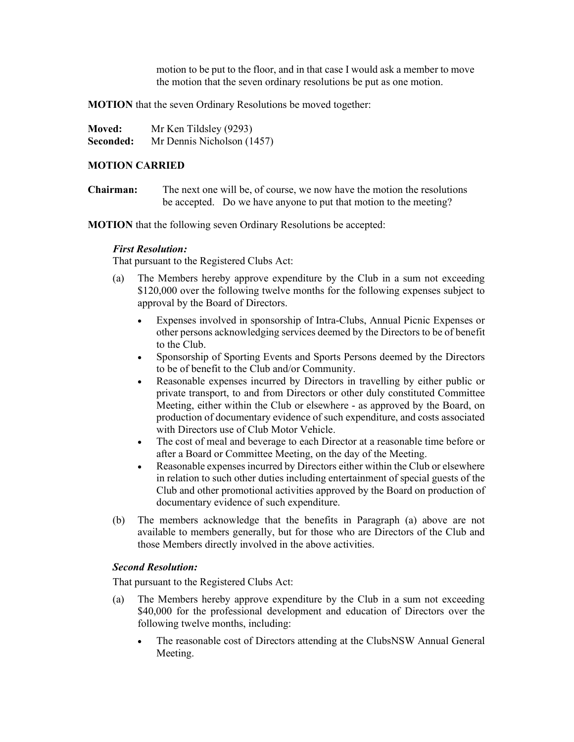motion to be put to the floor, and in that case I would ask a member to move the motion that the seven ordinary resolutions be put as one motion.

**MOTION** that the seven Ordinary Resolutions be moved together:

**Moved:** Mr Ken Tildsley (9293)
**Seconded:** Mr Dennis Nicholson (1457)

**MOTION CARRIED**

**Chairman:** The next one will be, of course, we now have the motion the resolutions be accepted. Do we have anyone to put that motion to the meeting?

**MOTION** that the following seven Ordinary Resolutions be accepted:

***First Resolution:***
That pursuant to the Registered Clubs Act:

(a) The Members hereby approve expenditure by the Club in a sum not exceeding $120,000 over the following twelve months for the following expenses subject to approval by the Board of Directors.

- Expenses involved in sponsorship of Intra-Clubs, Annual Picnic Expenses or other persons acknowledging services deemed by the Directors to be of benefit to the Club.
- Sponsorship of Sporting Events and Sports Persons deemed by the Directors to be of benefit to the Club and/or Community.
- Reasonable expenses incurred by Directors in travelling by either public or private transport, to and from Directors or other duly constituted Committee Meeting, either within the Club or elsewhere - as approved by the Board, on production of documentary evidence of such expenditure, and costs associated with Directors use of Club Motor Vehicle.
- The cost of meal and beverage to each Director at a reasonable time before or after a Board or Committee Meeting, on the day of the Meeting.
- Reasonable expenses incurred by Directors either within the Club or elsewhere in relation to such other duties including entertainment of special guests of the Club and other promotional activities approved by the Board on production of documentary evidence of such expenditure.

(b) The members acknowledge that the benefits in Paragraph (a) above are not available to members generally, but for those who are Directors of the Club and those Members directly involved in the above activities.

***Second Resolution:***
That pursuant to the Registered Clubs Act:

(a) The Members hereby approve expenditure by the Club in a sum not exceeding $40,000 for the professional development and education of Directors over the following twelve months, including:

- The reasonable cost of Directors attending at the ClubsNSW Annual General Meeting.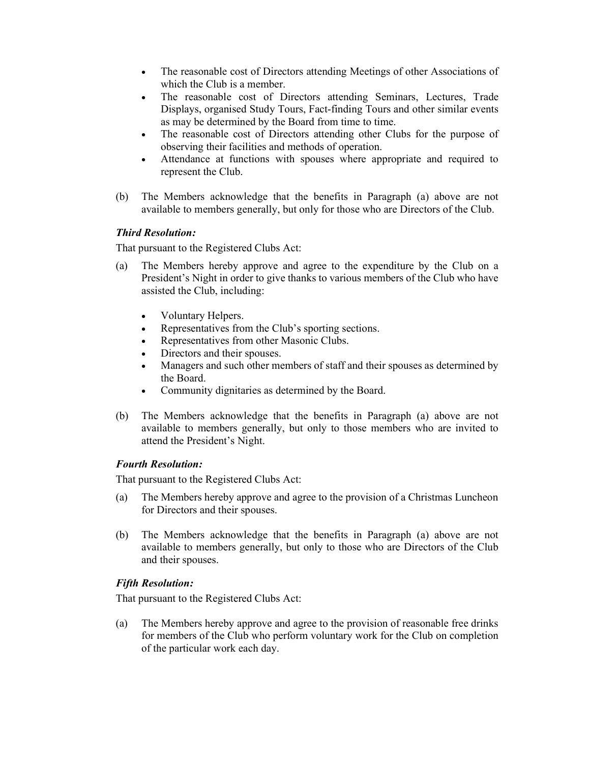- The reasonable cost of Directors attending Meetings of other Associations of which the Club is a member.
- The reasonable cost of Directors attending Seminars, Lectures, Trade Displays, organised Study Tours, Fact-finding Tours and other similar events as may be determined by the Board from time to time.
- The reasonable cost of Directors attending other Clubs for the purpose of observing their facilities and methods of operation.
- Attendance at functions with spouses where appropriate and required to represent the Club.

(b) The Members acknowledge that the benefits in Paragraph (a) above are not available to members generally, but only for those who are Directors of the Club.

***Third Resolution:***

That pursuant to the Registered Clubs Act:

(a) The Members hereby approve and agree to the expenditure by the Club on a President's Night in order to give thanks to various members of the Club who have assisted the Club, including:

- Voluntary Helpers.
- Representatives from the Club's sporting sections.
- Representatives from other Masonic Clubs.
- Directors and their spouses.
- Managers and such other members of staff and their spouses as determined by the Board.
- Community dignitaries as determined by the Board.

(b) The Members acknowledge that the benefits in Paragraph (a) above are not available to members generally, but only to those members who are invited to attend the President's Night.

***Fourth Resolution:***

That pursuant to the Registered Clubs Act:

(a) The Members hereby approve and agree to the provision of a Christmas Luncheon for Directors and their spouses.

(b) The Members acknowledge that the benefits in Paragraph (a) above are not available to members generally, but only to those who are Directors of the Club and their spouses.

***Fifth Resolution:***

That pursuant to the Registered Clubs Act:

(a) The Members hereby approve and agree to the provision of reasonable free drinks for members of the Club who perform voluntary work for the Club on completion of the particular work each day.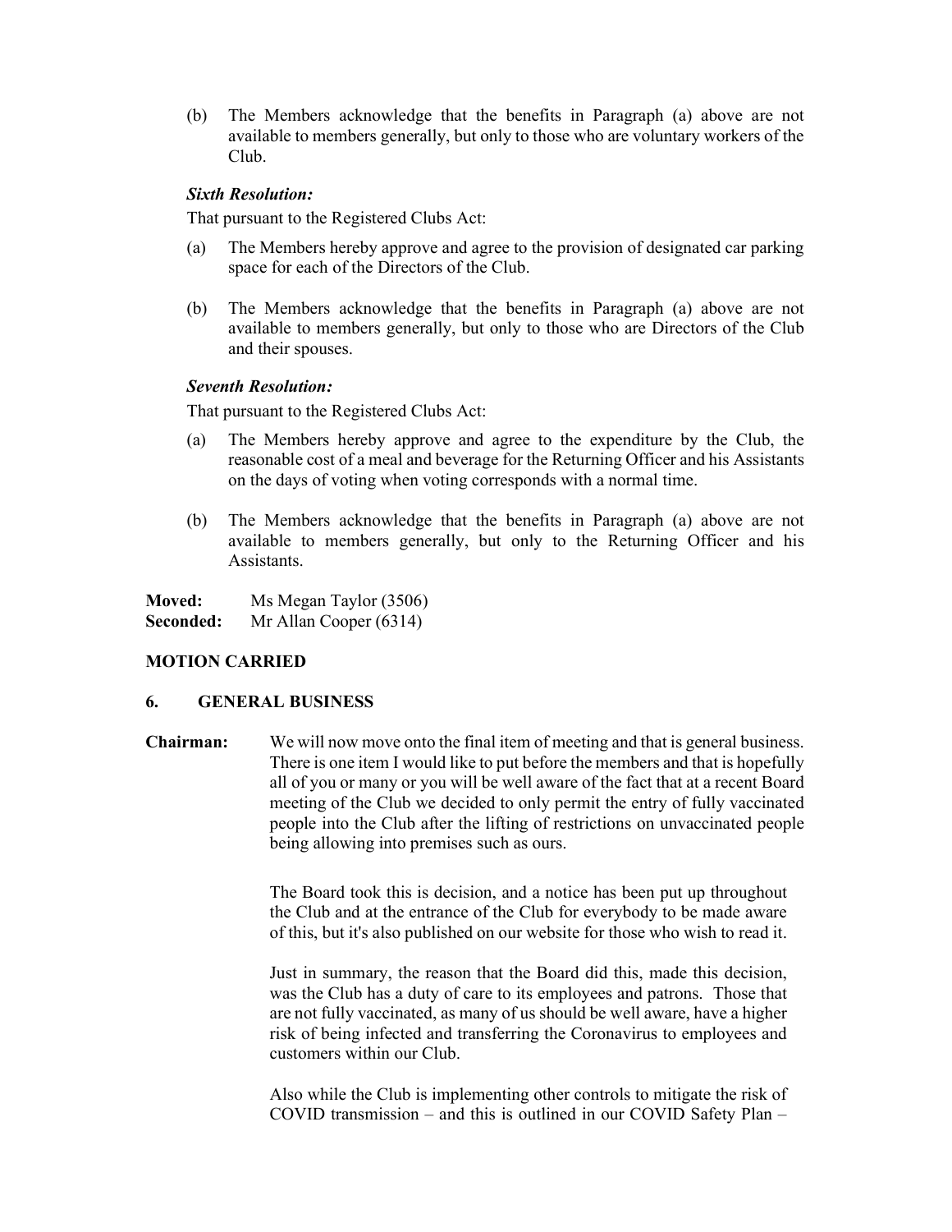(b) The Members acknowledge that the benefits in Paragraph (a) above are not available to members generally, but only to those who are voluntary workers of the Club.

***Sixth Resolution:***

That pursuant to the Registered Clubs Act:

(a) The Members hereby approve and agree to the provision of designated car parking space for each of the Directors of the Club.

(b) The Members acknowledge that the benefits in Paragraph (a) above are not available to members generally, but only to those who are Directors of the Club and their spouses.

***Seventh Resolution:***

That pursuant to the Registered Clubs Act:

(a) The Members hereby approve and agree to the expenditure by the Club, the reasonable cost of a meal and beverage for the Returning Officer and his Assistants on the days of voting when voting corresponds with a normal time.

(b) The Members acknowledge that the benefits in Paragraph (a) above are not available to members generally, but only to the Returning Officer and his Assistants.

**Moved:** Ms Megan Taylor (3506)
**Seconded:** Mr Allan Cooper (6314)

**MOTION CARRIED**

**6. GENERAL BUSINESS**

**Chairman:** We will now move onto the final item of meeting and that is general business. There is one item I would like to put before the members and that is hopefully all of you or many or you will be well aware of the fact that at a recent Board meeting of the Club we decided to only permit the entry of fully vaccinated people into the Club after the lifting of restrictions on unvaccinated people being allowing into premises such as ours.

The Board took this is decision, and a notice has been put up throughout the Club and at the entrance of the Club for everybody to be made aware of this, but it's also published on our website for those who wish to read it.

Just in summary, the reason that the Board did this, made this decision, was the Club has a duty of care to its employees and patrons. Those that are not fully vaccinated, as many of us should be well aware, have a higher risk of being infected and transferring the Coronavirus to employees and customers within our Club.

Also while the Club is implementing other controls to mitigate the risk of COVID transmission – and this is outlined in our COVID Safety Plan –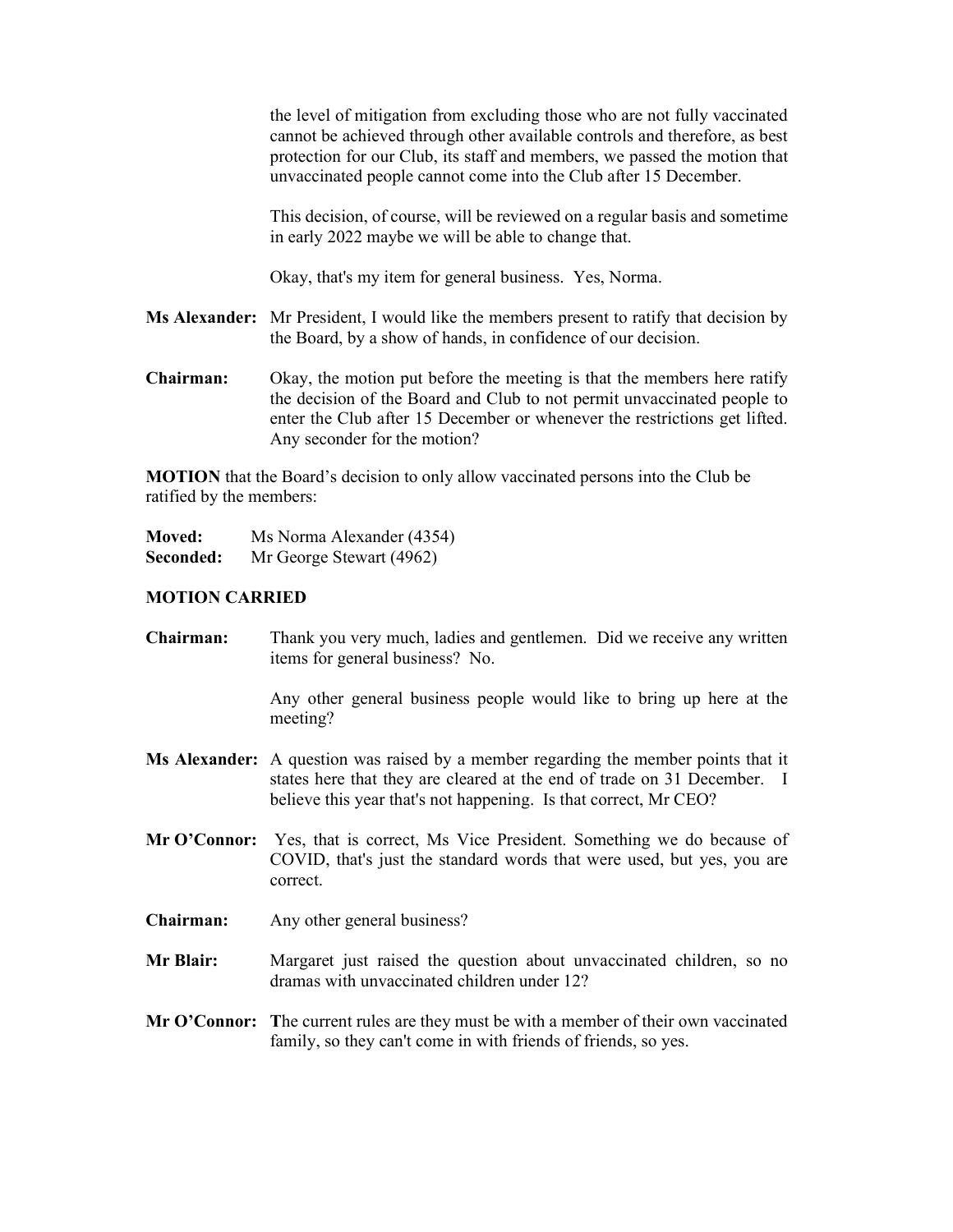the level of mitigation from excluding those who are not fully vaccinated cannot be achieved through other available controls and therefore, as best protection for our Club, its staff and members, we passed the motion that unvaccinated people cannot come into the Club after 15 December.

This decision, of course, will be reviewed on a regular basis and sometime in early 2022 maybe we will be able to change that.

Okay, that's my item for general business. Yes, Norma.

**Ms Alexander:** Mr President, I would like the members present to ratify that decision by the Board, by a show of hands, in confidence of our decision.

**Chairman:** Okay, the motion put before the meeting is that the members here ratify the decision of the Board and Club to not permit unvaccinated people to enter the Club after 15 December or whenever the restrictions get lifted. Any seconder for the motion?

**MOTION** that the Board's decision to only allow vaccinated persons into the Club be ratified by the members:

**Moved:** Ms Norma Alexander (4354)
**Seconded:** Mr George Stewart (4962)

**MOTION CARRIED**

**Chairman:** Thank you very much, ladies and gentlemen. Did we receive any written items for general business? No.

Any other general business people would like to bring up here at the meeting?

**Ms Alexander:** A question was raised by a member regarding the member points that it states here that they are cleared at the end of trade on 31 December. I believe this year that's not happening. Is that correct, Mr CEO?

**Mr O'Connor:** Yes, that is correct, Ms Vice President. Something we do because of COVID, that's just the standard words that were used, but yes, you are correct.

**Chairman:** Any other general business?

**Mr Blair:** Margaret just raised the question about unvaccinated children, so no dramas with unvaccinated children under 12?

**Mr O'Connor:** The current rules are they must be with a member of their own vaccinated family, so they can't come in with friends of friends, so yes.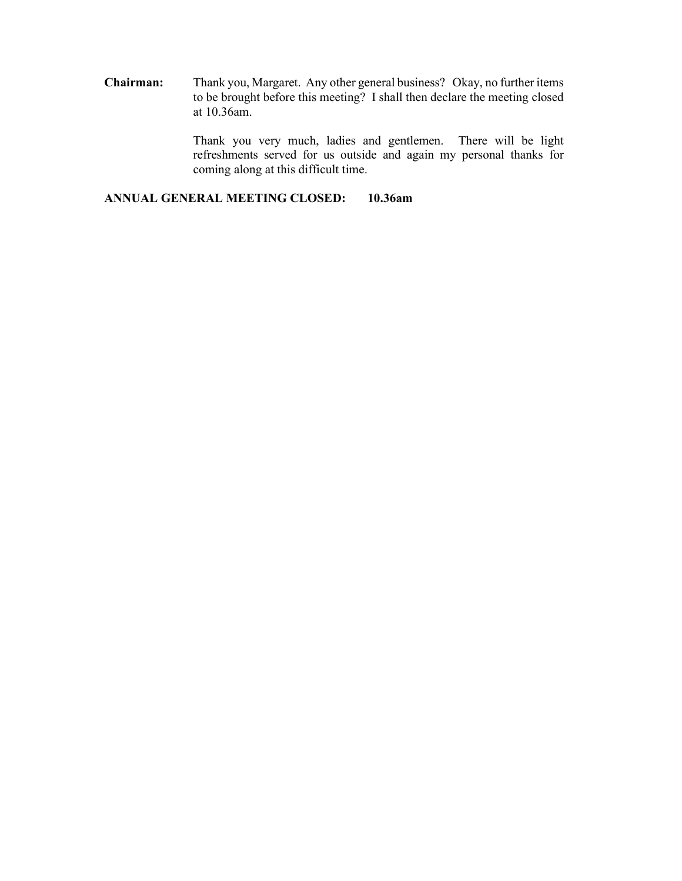**Chairman:** Thank you, Margaret. Any other general business? Okay, no further items to be brought before this meeting? I shall then declare the meeting closed at 10.36am.

Thank you very much, ladies and gentlemen. There will be light refreshments served for us outside and again my personal thanks for coming along at this difficult time.

**ANNUAL GENERAL MEETING CLOSED: 10.36am**